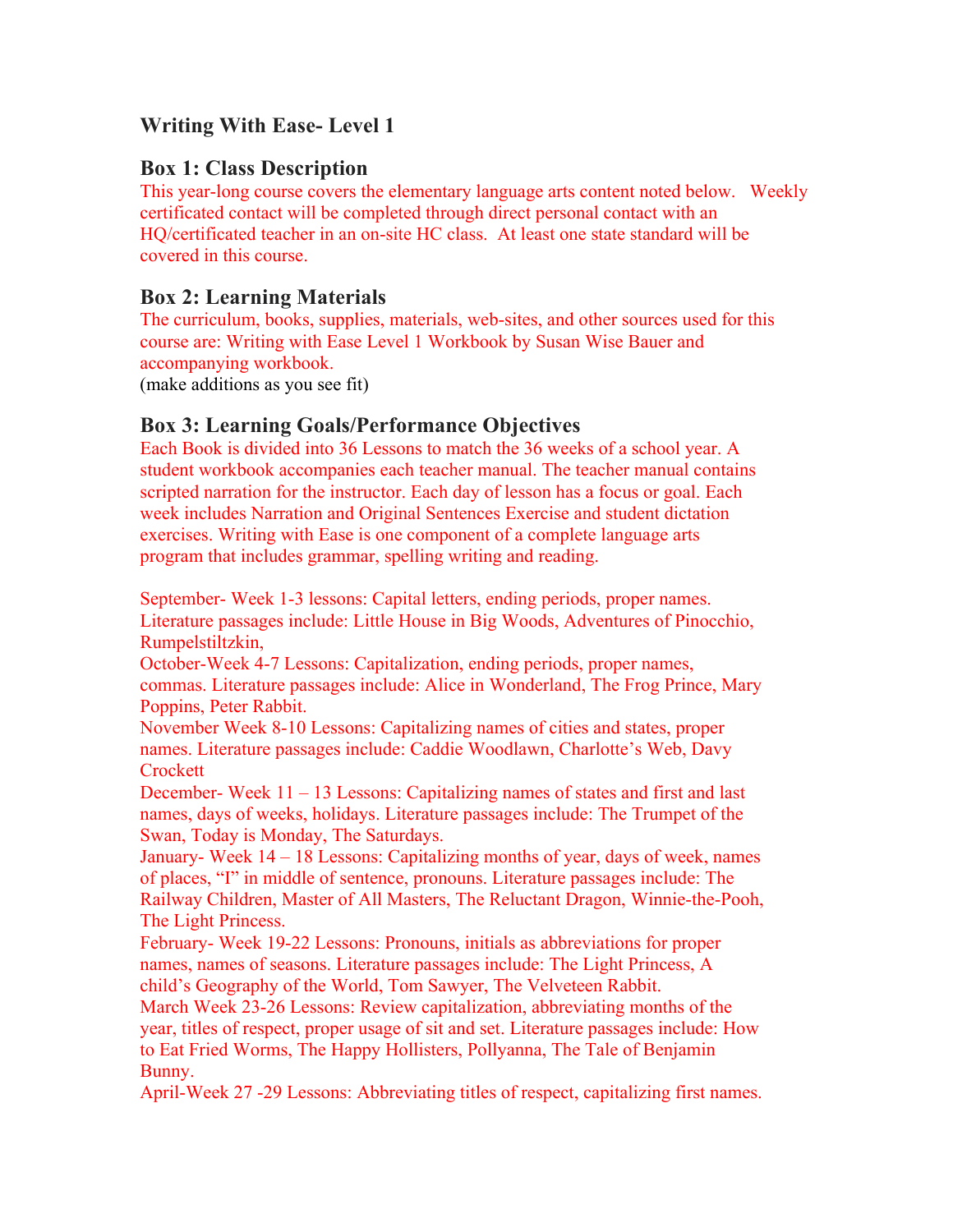## Writing With Ease- Level 1

### Box 1: Class Description

This year-long course covers the elementary language arts content noted below. Weekly certificated contact will be completed through direct personal contact with an HQ/certificated teacher in an on-site HC class. At least one state standard will be covered in this course.

### Box 2: Learning Materials

The curriculum, books, supplies, materials, web-sites, and other sources used for this course are: Writing with Ease Level 1 Workbook by Susan Wise Bauer and accompanying workbook.
(make additions as you see fit)

### Box 3: Learning Goals/Performance Objectives

Each Book is divided into 36 Lessons to match the 36 weeks of a school year. A student workbook accompanies each teacher manual. The teacher manual contains scripted narration for the instructor. Each day of lesson has a focus or goal. Each week includes Narration and Original Sentences Exercise and student dictation exercises. Writing with Ease is one component of a complete language arts program that includes grammar, spelling writing and reading.

September- Week 1-3 lessons: Capital letters, ending periods, proper names. Literature passages include: Little House in Big Woods, Adventures of Pinocchio, Rumpelstiltzkin,
October-Week 4-7 Lessons: Capitalization, ending periods, proper names, commas. Literature passages include: Alice in Wonderland, The Frog Prince, Mary Poppins, Peter Rabbit.
November Week 8-10 Lessons: Capitalizing names of cities and states, proper names. Literature passages include: Caddie Woodlawn, Charlotte's Web, Davy Crockett
December- Week 11 – 13 Lessons: Capitalizing names of states and first and last names, days of weeks, holidays. Literature passages include: The Trumpet of the Swan, Today is Monday, The Saturdays.
January- Week 14 – 18 Lessons: Capitalizing months of year, days of week, names of places, "I" in middle of sentence, pronouns. Literature passages include: The Railway Children, Master of All Masters, The Reluctant Dragon, Winnie-the-Pooh, The Light Princess.
February- Week 19-22 Lessons: Pronouns, initials as abbreviations for proper names, names of seasons. Literature passages include: The Light Princess, A child's Geography of the World, Tom Sawyer, The Velveteen Rabbit.
March Week 23-26 Lessons: Review capitalization, abbreviating months of the year, titles of respect, proper usage of sit and set. Literature passages include: How to Eat Fried Worms, The Happy Hollisters, Pollyanna, The Tale of Benjamin Bunny.
April-Week 27 -29 Lessons: Abbreviating titles of respect, capitalizing first names.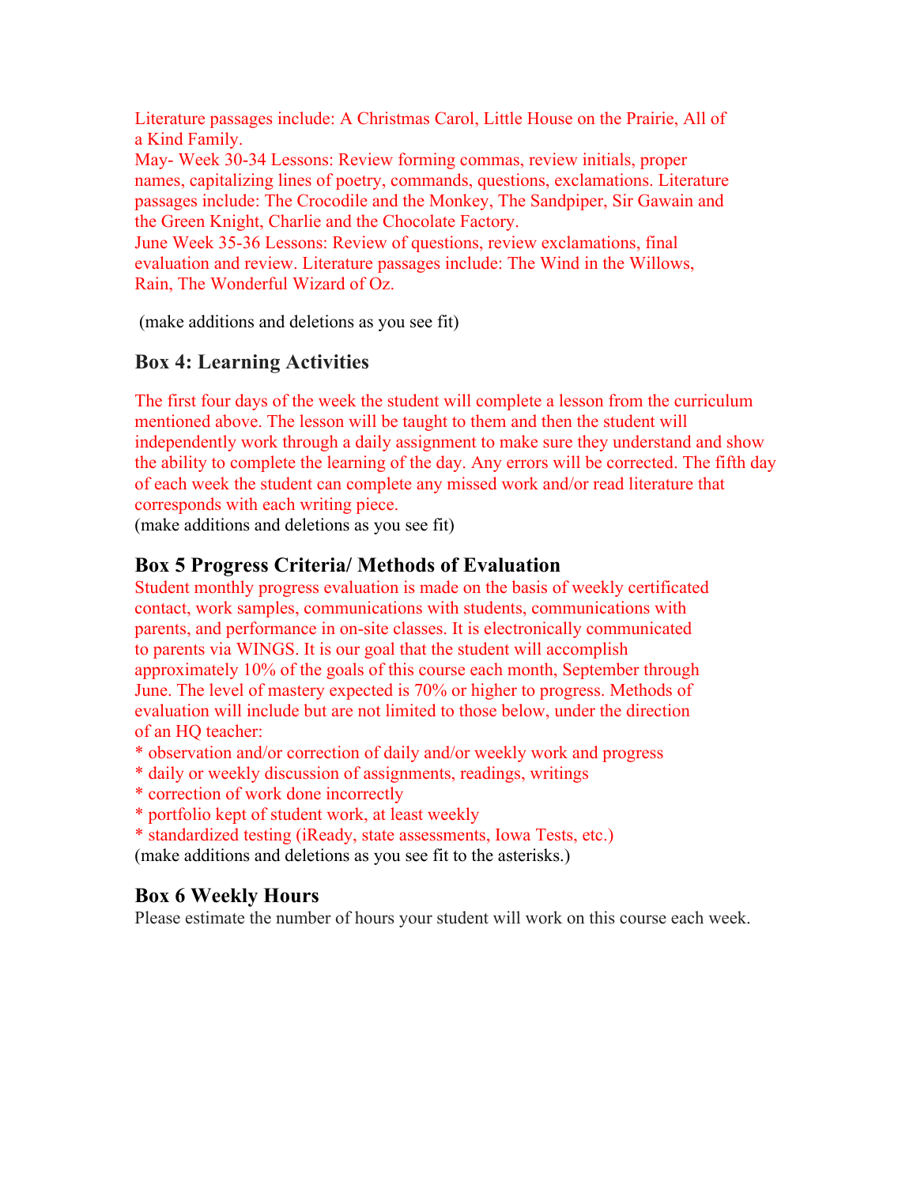Literature passages include: A Christmas Carol, Little House on the Prairie, All of a Kind Family.

May- Week 30-34 Lessons: Review forming commas, review initials, proper names, capitalizing lines of poetry, commands, questions, exclamations. Literature passages include: The Crocodile and the Monkey, The Sandpiper, Sir Gawain and the Green Knight, Charlie and the Chocolate Factory.

June Week 35-36 Lessons: Review of questions, review exclamations, final evaluation and review. Literature passages include: The Wind in the Willows, Rain, The Wonderful Wizard of Oz.

(make additions and deletions as you see fit)

## Box 4: Learning Activities

The first four days of the week the student will complete a lesson from the curriculum mentioned above. The lesson will be taught to them and then the student will independently work through a daily assignment to make sure they understand and show the ability to complete the learning of the day. Any errors will be corrected. The fifth day of each week the student can complete any missed work and/or read literature that corresponds with each writing piece.

(make additions and deletions as you see fit)

## Box 5 Progress Criteria/ Methods of Evaluation

Student monthly progress evaluation is made on the basis of weekly certificated contact, work samples, communications with students, communications with parents, and performance in on-site classes. It is electronically communicated to parents via WINGS. It is our goal that the student will accomplish approximately 10% of the goals of this course each month, September through June. The level of mastery expected is 70% or higher to progress. Methods of evaluation will include but are not limited to those below, under the direction of an HQ teacher:

* observation and/or correction of daily and/or weekly work and progress
* daily or weekly discussion of assignments, readings, writings
* correction of work done incorrectly
* portfolio kept of student work, at least weekly
* standardized testing (iReady, state assessments, Iowa Tests, etc.)

(make additions and deletions as you see fit to the asterisks.)

## Box 6 Weekly Hours

Please estimate the number of hours your student will work on this course each week.